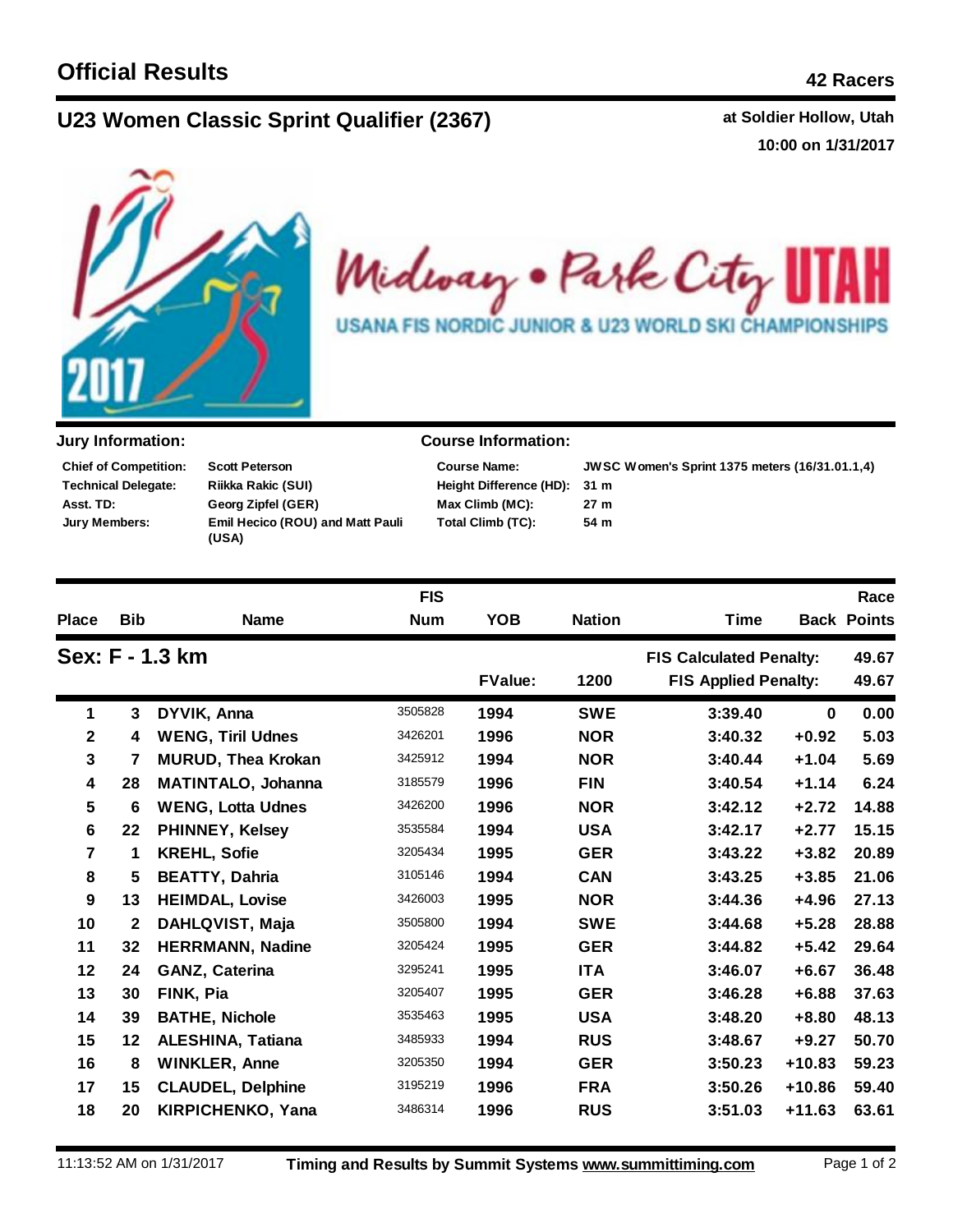# Official Results

**42 Racers**

## U23 Women Classic Sprint Qualifier (2367)

**at Soldier Hollow, Utah**
**10:00 on 1/31/2017**

Midway • Park City UTAH
USANA FIS NORDIC JUNIOR & U23 WORLD SKI CHAMPIONSHIPS

### Jury Information:

| | |
|---|---|
| **Chief of Competition:** | Scott Peterson |
| **Technical Delegate:** | Riikka Rakic (SUI) |
| **Asst. TD:** | Georg Zipfel (GER) |
| **Jury Members:** | Emil Hecico (ROU) and Matt Pauli (USA) |

### Course Information:

| | |
|---|---|
| **Course Name:** | JWSC Women's Sprint 1375 meters (16/31.01.1,4) |
| **Height Difference (HD):** | 31 m |
| **Max Climb (MC):** | 27 m |
| **Total Climb (TC):** | 54 m |

**Sex: F - 1.3 km**

FValue: 1200 | FIS Calculated Penalty: 49.67 | FIS Applied Penalty: 49.67

| Place | Bib | Name | FIS Num | YOB | Nation | Time | Back | Race Points |
|---|---|---|---|---|---|---|---|---|
| 1 | 3 | DYVIK, Anna | 3505828 | 1994 | SWE | 3:39.40 | 0 | 0.00 |
| 2 | 4 | WENG, Tiril Udnes | 3426201 | 1996 | NOR | 3:40.32 | +0.92 | 5.03 |
| 3 | 7 | MURUD, Thea Krokan | 3425912 | 1994 | NOR | 3:40.44 | +1.04 | 5.69 |
| 4 | 28 | MATINTALO, Johanna | 3185579 | 1996 | FIN | 3:40.54 | +1.14 | 6.24 |
| 5 | 6 | WENG, Lotta Udnes | 3426200 | 1996 | NOR | 3:42.12 | +2.72 | 14.88 |
| 6 | 22 | PHINNEY, Kelsey | 3535584 | 1994 | USA | 3:42.17 | +2.77 | 15.15 |
| 7 | 1 | KREHL, Sofie | 3205434 | 1995 | GER | 3:43.22 | +3.82 | 20.89 |
| 8 | 5 | BEATTY, Dahria | 3105146 | 1994 | CAN | 3:43.25 | +3.85 | 21.06 |
| 9 | 13 | HEIMDAL, Lovise | 3426003 | 1995 | NOR | 3:44.36 | +4.96 | 27.13 |
| 10 | 2 | DAHLQVIST, Maja | 3505800 | 1994 | SWE | 3:44.68 | +5.28 | 28.88 |
| 11 | 32 | HERRMANN, Nadine | 3205424 | 1995 | GER | 3:44.82 | +5.42 | 29.64 |
| 12 | 24 | GANZ, Caterina | 3295241 | 1995 | ITA | 3:46.07 | +6.67 | 36.48 |
| 13 | 30 | FINK, Pia | 3205407 | 1995 | GER | 3:46.28 | +6.88 | 37.63 |
| 14 | 39 | BATHE, Nichole | 3535463 | 1995 | USA | 3:48.20 | +8.80 | 48.13 |
| 15 | 12 | ALESHINA, Tatiana | 3485933 | 1994 | RUS | 3:48.67 | +9.27 | 50.70 |
| 16 | 8 | WINKLER, Anne | 3205350 | 1994 | GER | 3:50.23 | +10.83 | 59.23 |
| 17 | 15 | CLAUDEL, Delphine | 3195219 | 1996 | FRA | 3:50.26 | +10.86 | 59.40 |
| 18 | 20 | KIRPICHENKO, Yana | 3486314 | 1996 | RUS | 3:51.03 | +11.63 | 63.61 |

11:13:52 AM on 1/31/2017 — Timing and Results by Summit Systems www.summittiming.com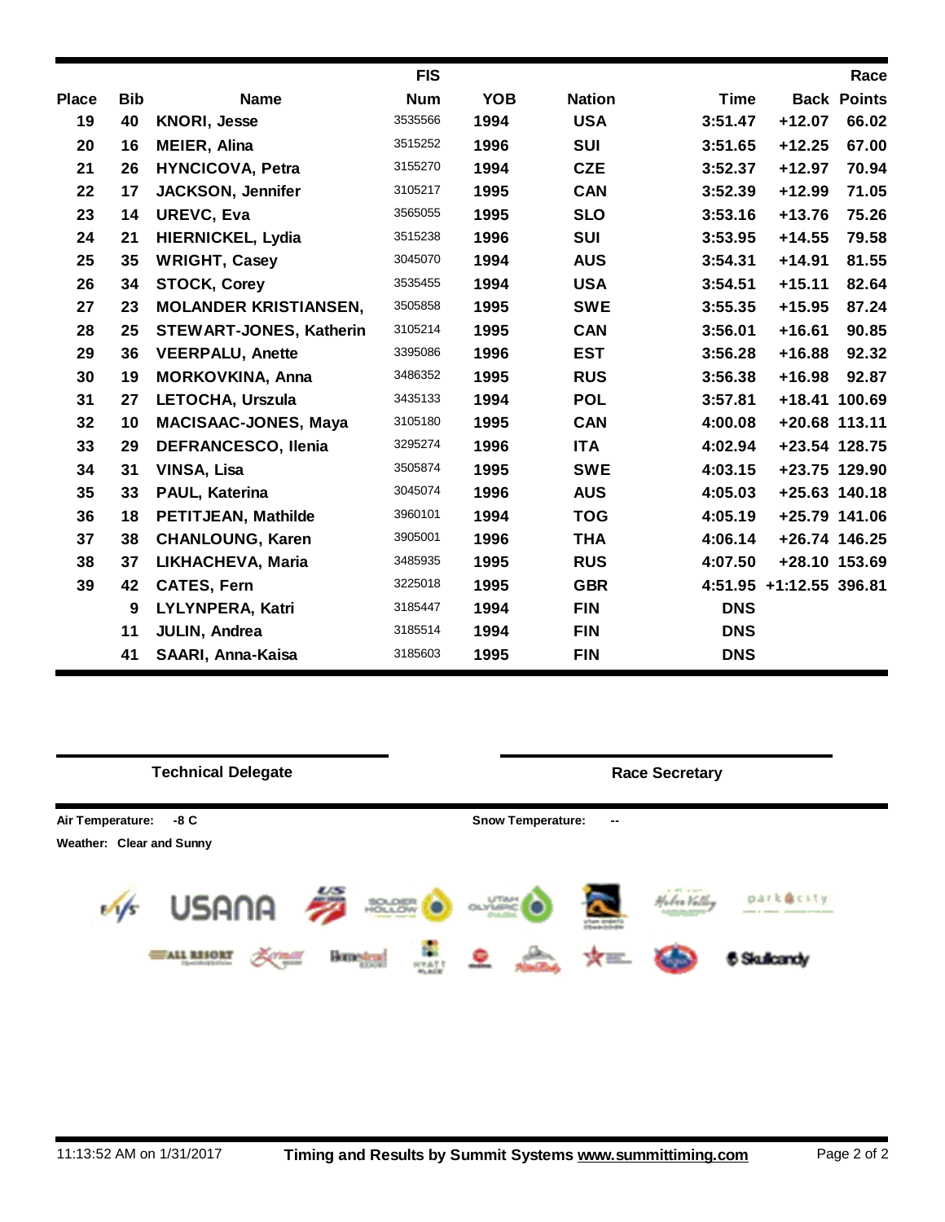| Place | Bib | Name | FIS Num | YOB | Nation | Time | Back | Race Points |
|---|---|---|---|---|---|---|---|---|
| 19 | 40 | KNORI, Jesse | 3535566 | 1994 | USA | 3:51.47 | +12.07 | 66.02 |
| 20 | 16 | MEIER, Alina | 3515252 | 1996 | SUI | 3:51.65 | +12.25 | 67.00 |
| 21 | 26 | HYNCICOVA, Petra | 3155270 | 1994 | CZE | 3:52.37 | +12.97 | 70.94 |
| 22 | 17 | JACKSON, Jennifer | 3105217 | 1995 | CAN | 3:52.39 | +12.99 | 71.05 |
| 23 | 14 | UREVC, Eva | 3565055 | 1995 | SLO | 3:53.16 | +13.76 | 75.26 |
| 24 | 21 | HIERNICKEL, Lydia | 3515238 | 1996 | SUI | 3:53.95 | +14.55 | 79.58 |
| 25 | 35 | WRIGHT, Casey | 3045070 | 1994 | AUS | 3:54.31 | +14.91 | 81.55 |
| 26 | 34 | STOCK, Corey | 3535455 | 1994 | USA | 3:54.51 | +15.11 | 82.64 |
| 27 | 23 | MOLANDER KRISTIANSEN, | 3505858 | 1995 | SWE | 3:55.35 | +15.95 | 87.24 |
| 28 | 25 | STEWART-JONES, Katherin | 3105214 | 1995 | CAN | 3:56.01 | +16.61 | 90.85 |
| 29 | 36 | VEERPALU, Anette | 3395086 | 1996 | EST | 3:56.28 | +16.88 | 92.32 |
| 30 | 19 | MORKOVKINA, Anna | 3486352 | 1995 | RUS | 3:56.38 | +16.98 | 92.87 |
| 31 | 27 | LETOCHA, Urszula | 3435133 | 1994 | POL | 3:57.81 | +18.41 | 100.69 |
| 32 | 10 | MACISAAC-JONES, Maya | 3105180 | 1995 | CAN | 4:00.08 | +20.68 | 113.11 |
| 33 | 29 | DEFRANCESCO, Ilenia | 3295274 | 1996 | ITA | 4:02.94 | +23.54 | 128.75 |
| 34 | 31 | VINSA, Lisa | 3505874 | 1995 | SWE | 4:03.15 | +23.75 | 129.90 |
| 35 | 33 | PAUL, Katerina | 3045074 | 1996 | AUS | 4:05.03 | +25.63 | 140.18 |
| 36 | 18 | PETITJEAN, Mathilde | 3960101 | 1994 | TOG | 4:05.19 | +25.79 | 141.06 |
| 37 | 38 | CHANLOUNG, Karen | 3905001 | 1996 | THA | 4:06.14 | +26.74 | 146.25 |
| 38 | 37 | LIKHACHEVA, Maria | 3485935 | 1995 | RUS | 4:07.50 | +28.10 | 153.69 |
| 39 | 42 | CATES, Fern | 3225018 | 1995 | GBR | 4:51.95 | +1:12.55 | 396.81 |
| | 9 | LYLYNPERA, Katri | 3185447 | 1994 | FIN | DNS | | |
| | 11 | JULIN, Andrea | 3185514 | 1994 | FIN | DNS | | |
| | 41 | SAARI, Anna-Kaisa | 3185603 | 1995 | FIN | DNS | | |

Technical Delegate

Race Secretary

**Air Temperature:** -8 C

**Snow Temperature:** --

**Weather:** Clear and Sunny

11:13:52 AM on 1/31/2017

**Timing and Results by Summit Systems www.summittiming.com**